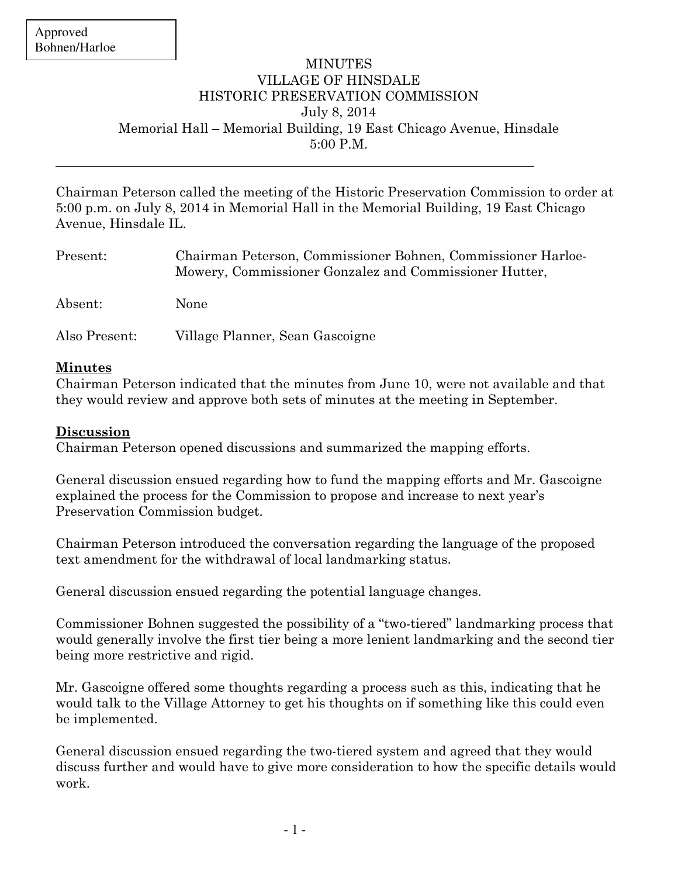Approved
Bohnen/Harloe

# MINUTES
# VILLAGE OF HINSDALE
# HISTORIC PRESERVATION COMMISSION

July 8, 2014
Memorial Hall – Memorial Building, 19 East Chicago Avenue, Hinsdale
5:00 P.M.

---

Chairman Peterson called the meeting of the Historic Preservation Commission to order at 5:00 p.m. on July 8, 2014 in Memorial Hall in the Memorial Building, 19 East Chicago Avenue, Hinsdale IL.

Present: Chairman Peterson, Commissioner Bohnen, Commissioner Harloe-Mowery, Commissioner Gonzalez and Commissioner Hutter,

Absent: None

Also Present: Village Planner, Sean Gascoigne

**Minutes**

Chairman Peterson indicated that the minutes from June 10, were not available and that they would review and approve both sets of minutes at the meeting in September.

**Discussion**

Chairman Peterson opened discussions and summarized the mapping efforts.

General discussion ensued regarding how to fund the mapping efforts and Mr. Gascoigne explained the process for the Commission to propose and increase to next year's Preservation Commission budget.

Chairman Peterson introduced the conversation regarding the language of the proposed text amendment for the withdrawal of local landmarking status.

General discussion ensued regarding the potential language changes.

Commissioner Bohnen suggested the possibility of a "two-tiered" landmarking process that would generally involve the first tier being a more lenient landmarking and the second tier being more restrictive and rigid.

Mr. Gascoigne offered some thoughts regarding a process such as this, indicating that he would talk to the Village Attorney to get his thoughts on if something like this could even be implemented.

General discussion ensued regarding the two-tiered system and agreed that they would discuss further and would have to give more consideration to how the specific details would work.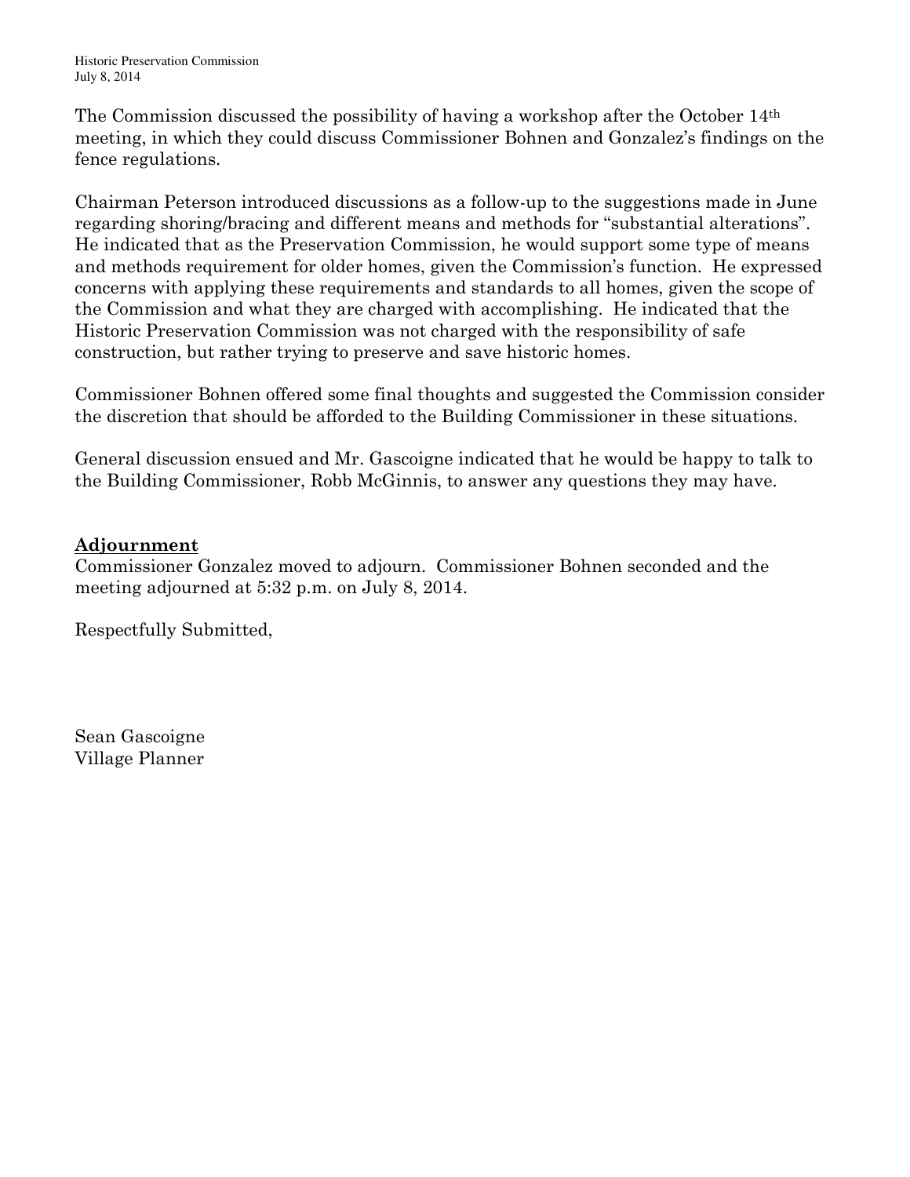The Commission discussed the possibility of having a workshop after the October 14th meeting, in which they could discuss Commissioner Bohnen and Gonzalez's findings on the fence regulations.

Chairman Peterson introduced discussions as a follow-up to the suggestions made in June regarding shoring/bracing and different means and methods for "substantial alterations". He indicated that as the Preservation Commission, he would support some type of means and methods requirement for older homes, given the Commission's function. He expressed concerns with applying these requirements and standards to all homes, given the scope of the Commission and what they are charged with accomplishing. He indicated that the Historic Preservation Commission was not charged with the responsibility of safe construction, but rather trying to preserve and save historic homes.

Commissioner Bohnen offered some final thoughts and suggested the Commission consider the discretion that should be afforded to the Building Commissioner in these situations.

General discussion ensued and Mr. Gascoigne indicated that he would be happy to talk to the Building Commissioner, Robb McGinnis, to answer any questions they may have.

**Adjournment**

Commissioner Gonzalez moved to adjourn. Commissioner Bohnen seconded and the meeting adjourned at 5:32 p.m. on July 8, 2014.

Respectfully Submitted,

Sean Gascoigne
Village Planner